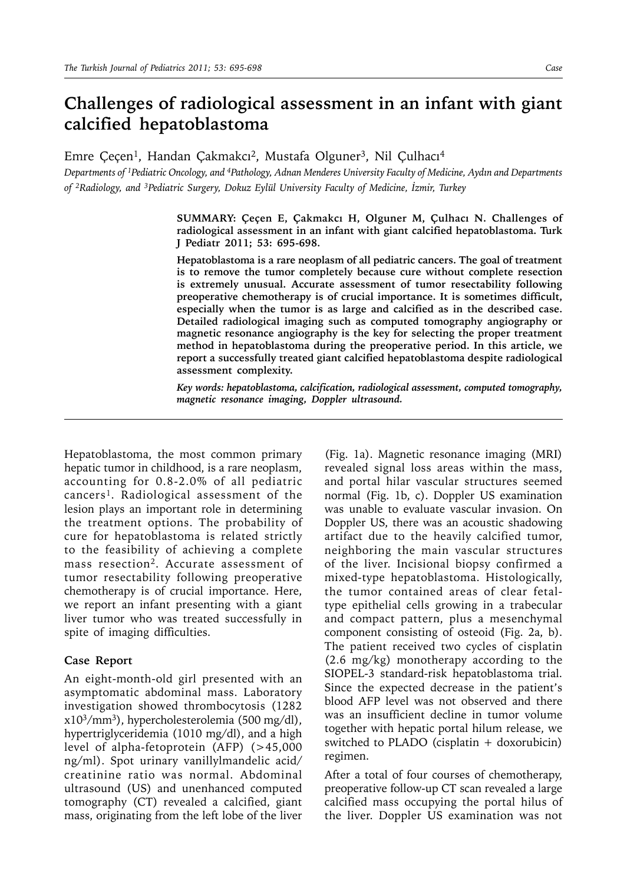# Challenges of radiological assessment in an infant with giant calcified hepatoblastoma

Emre Çeçen[1], Handan Çakmakcı[2], Mustafa Olguner[3], Nil Çulhacı[4]

*Departments of [1]Pediatric Oncology, and [4]Pathology, Adnan Menderes University Faculty of Medicine, Aydın and Departments of [2]Radiology, and [3]Pediatric Surgery, Dokuz Eylül University Faculty of Medicine, İzmir, Turkey*

**SUMMARY: Çeçen E, Çakmakcı H, Olguner M, Çulhacı N. Challenges of radiological assessment in an infant with giant calcified hepatoblastoma. Turk J Pediatr 2011; 53: 695-698.**

**Hepatoblastoma is a rare neoplasm of all pediatric cancers. The goal of treatment is to remove the tumor completely because cure without complete resection is extremely unusual. Accurate assessment of tumor resectability following preoperative chemotherapy is of crucial importance. It is sometimes difficult, especially when the tumor is as large and calcified as in the described case. Detailed radiological imaging such as computed tomography angiography or magnetic resonance angiography is the key for selecting the proper treatment method in hepatoblastoma during the preoperative period. In this article, we report a successfully treated giant calcified hepatoblastoma despite radiological assessment complexity.**

***Key words: hepatoblastoma, calcification, radiological assessment, computed tomography, magnetic resonance imaging, Doppler ultrasound.***

---

Hepatoblastoma, the most common primary hepatic tumor in childhood, is a rare neoplasm, accounting for 0.8-2.0% of all pediatric cancers[1]. Radiological assessment of the lesion plays an important role in determining the treatment options. The probability of cure for hepatoblastoma is related strictly to the feasibility of achieving a complete mass resection[2]. Accurate assessment of tumor resectability following preoperative chemotherapy is of crucial importance. Here, we report an infant presenting with a giant liver tumor who was treated successfully in spite of imaging difficulties.

## Case Report

An eight-month-old girl presented with an asymptomatic abdominal mass. Laboratory investigation showed thrombocytosis (1282 $x10^3/mm^3$), hypercholesterolemia (500 mg/dl), hypertriglyceridemia (1010 mg/dl), and a high level of alpha-fetoprotein (AFP) (>45,000 ng/ml). Spot urinary vanillylmandelic acid/creatinine ratio was normal. Abdominal ultrasound (US) and unenhanced computed tomography (CT) revealed a calcified, giant mass, originating from the left lobe of the liver (Fig. 1a). Magnetic resonance imaging (MRI) revealed signal loss areas within the mass, and portal hilar vascular structures seemed normal (Fig. 1b, c). Doppler US examination was unable to evaluate vascular invasion. On Doppler US, there was an acoustic shadowing artifact due to the heavily calcified tumor, neighboring the main vascular structures of the liver. Incisional biopsy confirmed a mixed-type hepatoblastoma. Histologically, the tumor contained areas of clear fetal-type epithelial cells growing in a trabecular and compact pattern, plus a mesenchymal component consisting of osteoid (Fig. 2a, b). The patient received two cycles of cisplatin (2.6 mg/kg) monotherapy according to the SIOPEL-3 standard-risk hepatoblastoma trial. Since the expected decrease in the patient's blood AFP level was not observed and there was an insufficient decline in tumor volume together with hepatic portal hilum release, we switched to PLADO (cisplatin + doxorubicin) regimen.

After a total of four courses of chemotherapy, preoperative follow-up CT scan revealed a large calcified mass occupying the portal hilus of the liver. Doppler US examination was not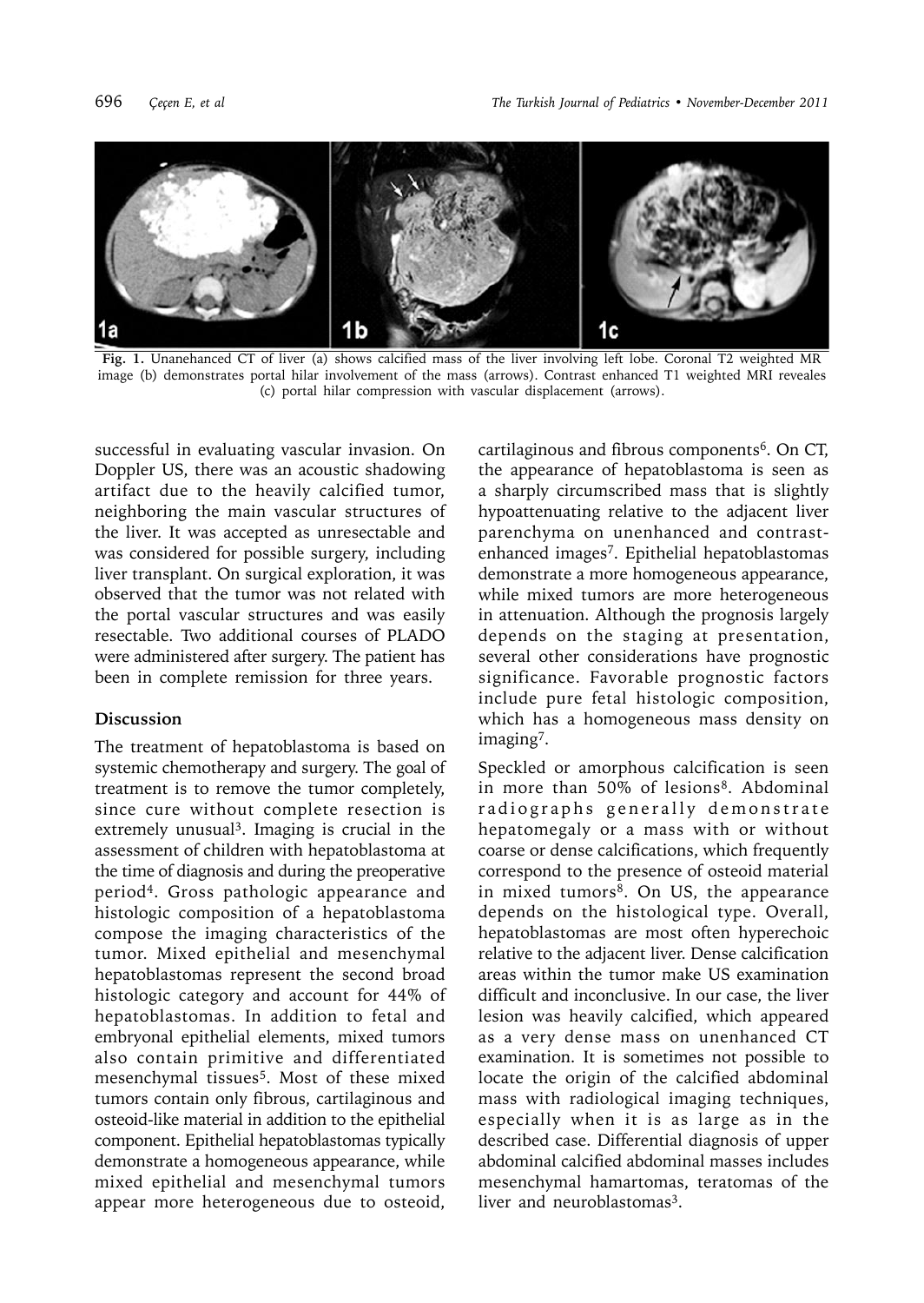**Fig. 1.** Unanhanced CT of liver (a) shows calcified mass of the liver involving left lobe. Coronal T2 weighted MR image (b) demonstrates portal hilar involvement of the mass (arrows). Contrast enhanced T1 weighted MRI reveales (c) portal hilar compression with vascular displacement (arrows).

successful in evaluating vascular invasion. On Doppler US, there was an acoustic shadowing artifact due to the heavily calcified tumor, neighboring the main vascular structures of the liver. It was accepted as unresectable and was considered for possible surgery, including liver transplant. On surgical exploration, it was observed that the tumor was not related with the portal vascular structures and was easily resectable. Two additional courses of PLADO were administered after surgery. The patient has been in complete remission for three years.

## Discussion

The treatment of hepatoblastoma is based on systemic chemotherapy and surgery. The goal of treatment is to remove the tumor completely, since cure without complete resection is extremely unusual[3]. Imaging is crucial in the assessment of children with hepatoblastoma at the time of diagnosis and during the preoperative period[4]. Gross pathologic appearance and histologic composition of a hepatoblastoma compose the imaging characteristics of the tumor. Mixed epithelial and mesenchymal hepatoblastomas represent the second broad histologic category and account for 44% of hepatoblastomas. In addition to fetal and embryonal epithelial elements, mixed tumors also contain primitive and differentiated mesenchymal tissues[5]. Most of these mixed tumors contain only fibrous, cartilaginous and osteoid-like material in addition to the epithelial component. Epithelial hepatoblastomas typically demonstrate a homogeneous appearance, while mixed epithelial and mesenchymal tumors appear more heterogeneous due to osteoid, cartilaginous and fibrous components[6]. On CT, the appearance of hepatoblastoma is seen as a sharply circumscribed mass that is slightly hypoattenuating relative to the adjacent liver parenchyma on unenhanced and contrast-enhanced images[7]. Epithelial hepatoblastomas demonstrate a more homogeneous appearance, while mixed tumors are more heterogeneous in attenuation. Although the prognosis largely depends on the staging at presentation, several other considerations have prognostic significance. Favorable prognostic factors include pure fetal histologic composition, which has a homogeneous mass density on imaging[7].

Speckled or amorphous calcification is seen in more than 50% of lesions[8]. Abdominal radiographs generally demonstrate hepatomegaly or a mass with or without coarse or dense calcifications, which frequently correspond to the presence of osteoid material in mixed tumors[8]. On US, the appearance depends on the histological type. Overall, hepatoblastomas are most often hyperechoic relative to the adjacent liver. Dense calcification areas within the tumor make US examination difficult and inconclusive. In our case, the liver lesion was heavily calcified, which appeared as a very dense mass on unenhanced CT examination. It is sometimes not possible to locate the origin of the calcified abdominal mass with radiological imaging techniques, especially when it is as large as in the described case. Differential diagnosis of upper abdominal calcified abdominal masses includes mesenchymal hamartomas, teratomas of the liver and neuroblastomas[3].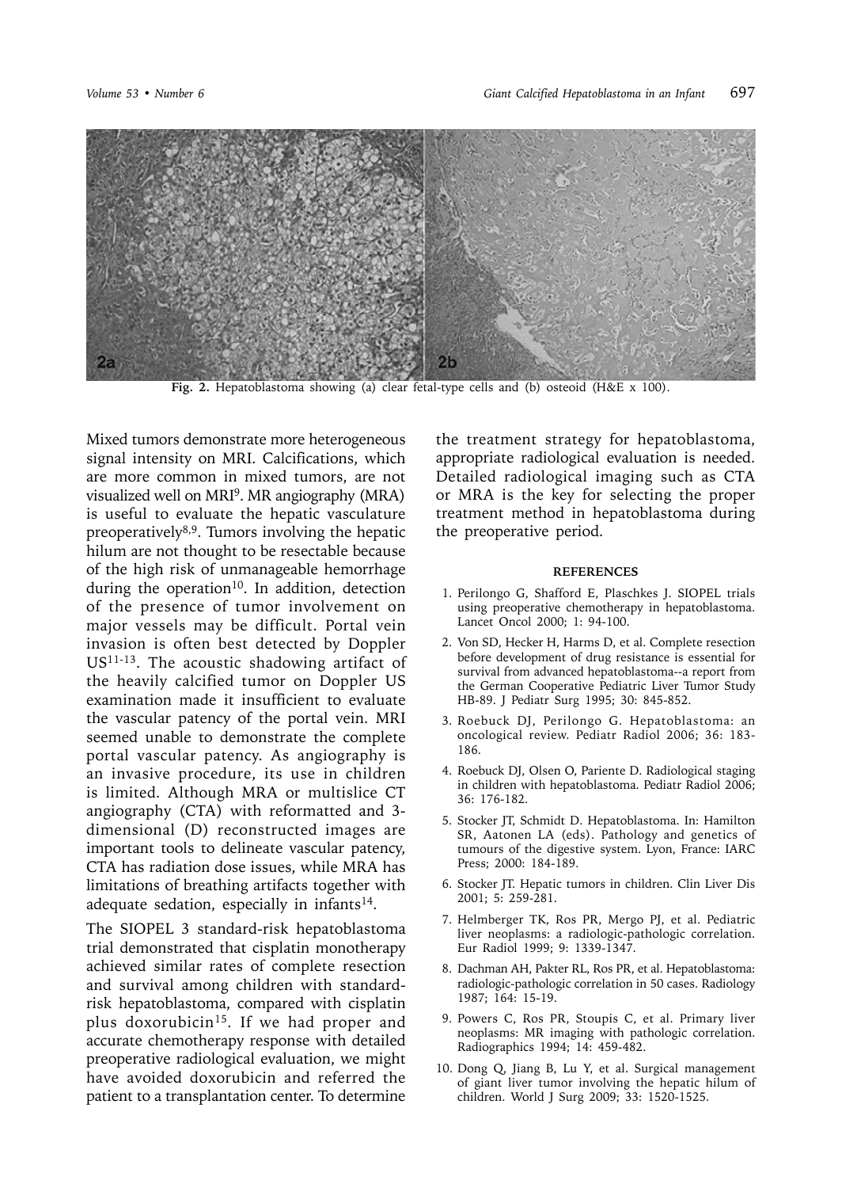Fig. 2. Hepatoblastoma showing (a) clear fetal-type cells and (b) osteoid (H&E x 100).

Mixed tumors demonstrate more heterogeneous signal intensity on MRI. Calcifications, which are more common in mixed tumors, are not visualized well on MRI[9]. MR angiography (MRA) is useful to evaluate the hepatic vasculature preoperatively[8,9]. Tumors involving the hepatic hilum are not thought to be resectable because of the high risk of unmanageable hemorrhage during the operation[10]. In addition, detection of the presence of tumor involvement on major vessels may be difficult. Portal vein invasion is often best detected by Doppler US[11-13]. The acoustic shadowing artifact of the heavily calcified tumor on Doppler US examination made it insufficient to evaluate the vascular patency of the portal vein. MRI seemed unable to demonstrate the complete portal vascular patency. As angiography is an invasive procedure, its use in children is limited. Although MRA or multislice CT angiography (CTA) with reformatted and 3-dimensional (D) reconstructed images are important tools to delineate vascular patency, CTA has radiation dose issues, while MRA has limitations of breathing artifacts together with adequate sedation, especially in infants[14].

The SIOPEL 3 standard-risk hepatoblastoma trial demonstrated that cisplatin monotherapy achieved similar rates of complete resection and survival among children with standard-risk hepatoblastoma, compared with cisplatin plus doxorubicin[15]. If we had proper and accurate chemotherapy response with detailed preoperative radiological evaluation, we might have avoided doxorubicin and referred the patient to a transplantation center. To determine the treatment strategy for hepatoblastoma, appropriate radiological evaluation is needed. Detailed radiological imaging such as CTA or MRA is the key for selecting the proper treatment method in hepatoblastoma during the preoperative period.

## REFERENCES

1. Perilongo G, Shafford E, Plaschkes J. SIOPEL trials using preoperative chemotherapy in hepatoblastoma. Lancet Oncol 2000; 1: 94-100.
2. Von SD, Hecker H, Harms D, et al. Complete resection before development of drug resistance is essential for survival from advanced hepatoblastoma--a report from the German Cooperative Pediatric Liver Tumor Study HB-89. J Pediatr Surg 1995; 30: 845-852.
3. Roebuck DJ, Perilongo G. Hepatoblastoma: an oncological review. Pediatr Radiol 2006; 36: 183-186.
4. Roebuck DJ, Olsen O, Pariente D. Radiological staging in children with hepatoblastoma. Pediatr Radiol 2006; 36: 176-182.
5. Stocker JT, Schmidt D. Hepatoblastoma. In: Hamilton SR, Aatonen LA (eds). Pathology and genetics of tumours of the digestive system. Lyon, France: IARC Press; 2000: 184-189.
6. Stocker JT. Hepatic tumors in children. Clin Liver Dis 2001; 5: 259-281.
7. Helmberger TK, Ros PR, Mergo PJ, et al. Pediatric liver neoplasms: a radiologic-pathologic correlation. Eur Radiol 1999; 9: 1339-1347.
8. Dachman AH, Pakter RL, Ros PR, et al. Hepatoblastoma: radiologic-pathologic correlation in 50 cases. Radiology 1987; 164: 15-19.
9. Powers C, Ros PR, Stoupis C, et al. Primary liver neoplasms: MR imaging with pathologic correlation. Radiographics 1994; 14: 459-482.
10. Dong Q, Jiang B, Lu Y, et al. Surgical management of giant liver tumor involving the hepatic hilum of children. World J Surg 2009; 33: 1520-1525.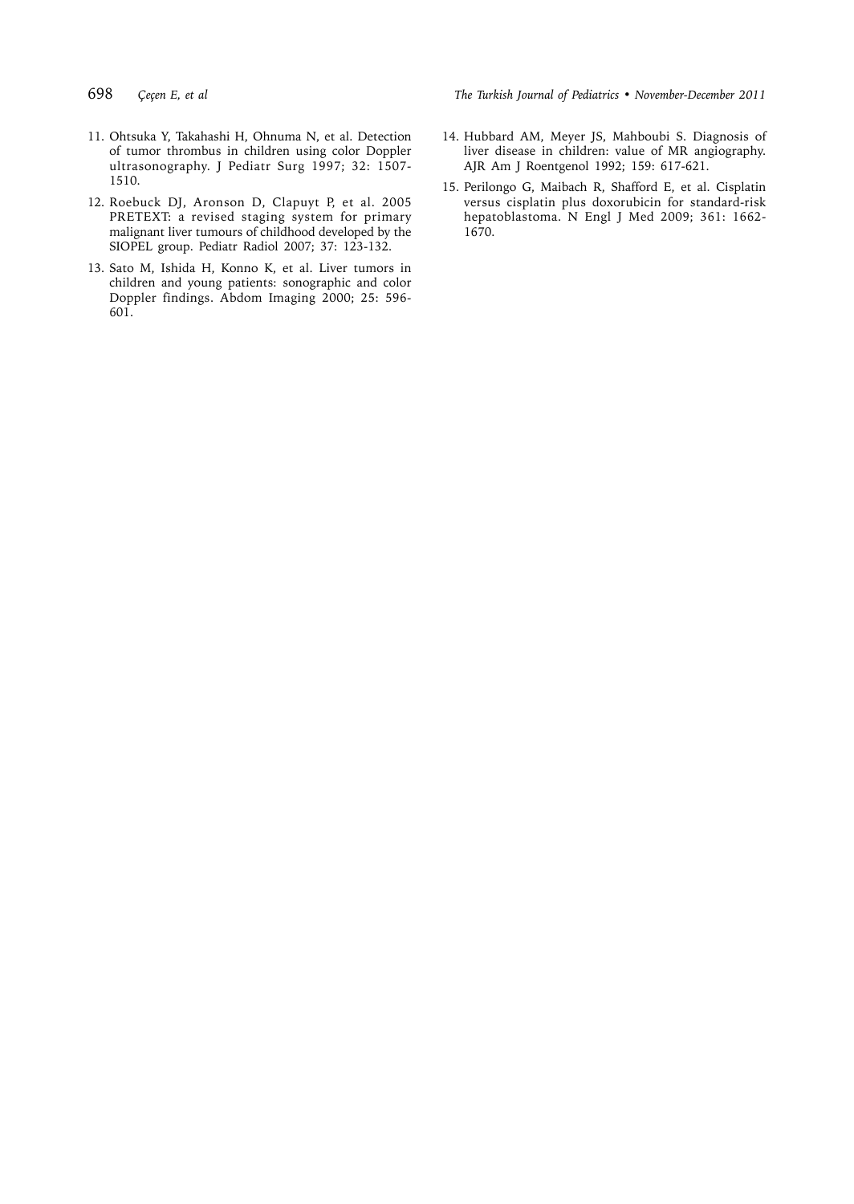11. Ohtsuka Y, Takahashi H, Ohnuma N, et al. Detection of tumor thrombus in children using color Doppler ultrasonography. J Pediatr Surg 1997; 32: 1507-1510.

12. Roebuck DJ, Aronson D, Clapuyt P, et al. 2005 PRETEXT: a revised staging system for primary malignant liver tumours of childhood developed by the SIOPEL group. Pediatr Radiol 2007; 37: 123-132.

13. Sato M, Ishida H, Konno K, et al. Liver tumors in children and young patients: sonographic and color Doppler findings. Abdom Imaging 2000; 25: 596-601.

14. Hubbard AM, Meyer JS, Mahboubi S. Diagnosis of liver disease in children: value of MR angiography. AJR Am J Roentgenol 1992; 159: 617-621.

15. Perilongo G, Maibach R, Shafford E, et al. Cisplatin versus cisplatin plus doxorubicin for standard-risk hepatoblastoma. N Engl J Med 2009; 361: 1662-1670.